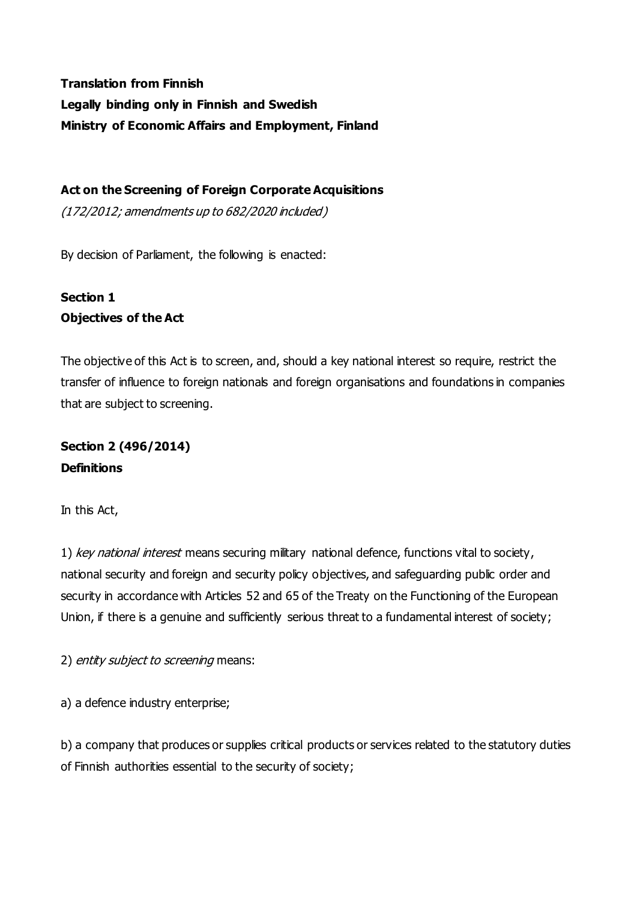**Translation from Finnish**
**Legally binding only in Finnish and Swedish**
**Ministry of Economic Affairs and Employment, Finland**

# Act on the Screening of Foreign Corporate Acquisitions

*(172/2012; amendments up to 682/2020 included)*

By decision of Parliament, the following is enacted:

## Section 1
## Objectives of the Act

The objective of this Act is to screen, and, should a key national interest so require, restrict the transfer of influence to foreign nationals and foreign organisations and foundations in companies that are subject to screening.

## Section 2 (496/2014)
## Definitions

In this Act,

1) *key national interest* means securing military national defence, functions vital to society, national security and foreign and security policy objectives, and safeguarding public order and security in accordance with Articles 52 and 65 of the Treaty on the Functioning of the European Union, if there is a genuine and sufficiently serious threat to a fundamental interest of society;

2) *entity subject to screening* means:

a) a defence industry enterprise;

b) a company that produces or supplies critical products or services related to the statutory duties of Finnish authorities essential to the security of society;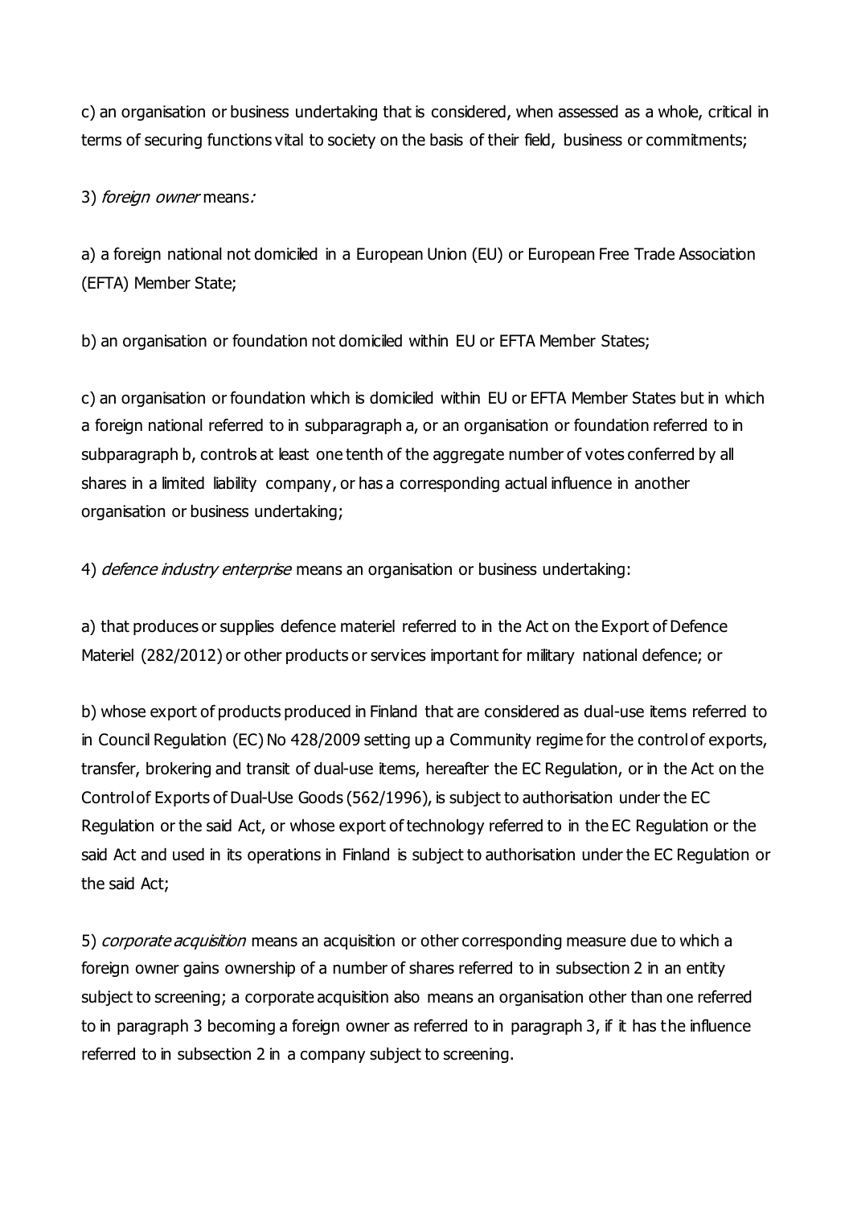c) an organisation or business undertaking that is considered, when assessed as a whole, critical in terms of securing functions vital to society on the basis of their field, business or commitments;

3) *foreign owner* means*:*

a) a foreign national not domiciled in a European Union (EU) or European Free Trade Association (EFTA) Member State;

b) an organisation or foundation not domiciled within EU or EFTA Member States;

c) an organisation or foundation which is domiciled within EU or EFTA Member States but in which a foreign national referred to in subparagraph a, or an organisation or foundation referred to in subparagraph b, controls at least one tenth of the aggregate number of votes conferred by all shares in a limited liability company, or has a corresponding actual influence in another organisation or business undertaking;

4) *defence industry enterprise* means an organisation or business undertaking:

a) that produces or supplies defence materiel referred to in the Act on the Export of Defence Materiel (282/2012) or other products or services important for military national defence; or

b) whose export of products produced in Finland that are considered as dual-use items referred to in Council Regulation (EC) No 428/2009 setting up a Community regime for the control of exports, transfer, brokering and transit of dual-use items, hereafter the EC Regulation, or in the Act on the Control of Exports of Dual-Use Goods (562/1996), is subject to authorisation under the EC Regulation or the said Act, or whose export of technology referred to in the EC Regulation or the said Act and used in its operations in Finland is subject to authorisation under the EC Regulation or the said Act;

5) *corporate acquisition* means an acquisition or other corresponding measure due to which a foreign owner gains ownership of a number of shares referred to in subsection 2 in an entity subject to screening; a corporate acquisition also means an organisation other than one referred to in paragraph 3 becoming a foreign owner as referred to in paragraph 3, if it has the influence referred to in subsection 2 in a company subject to screening.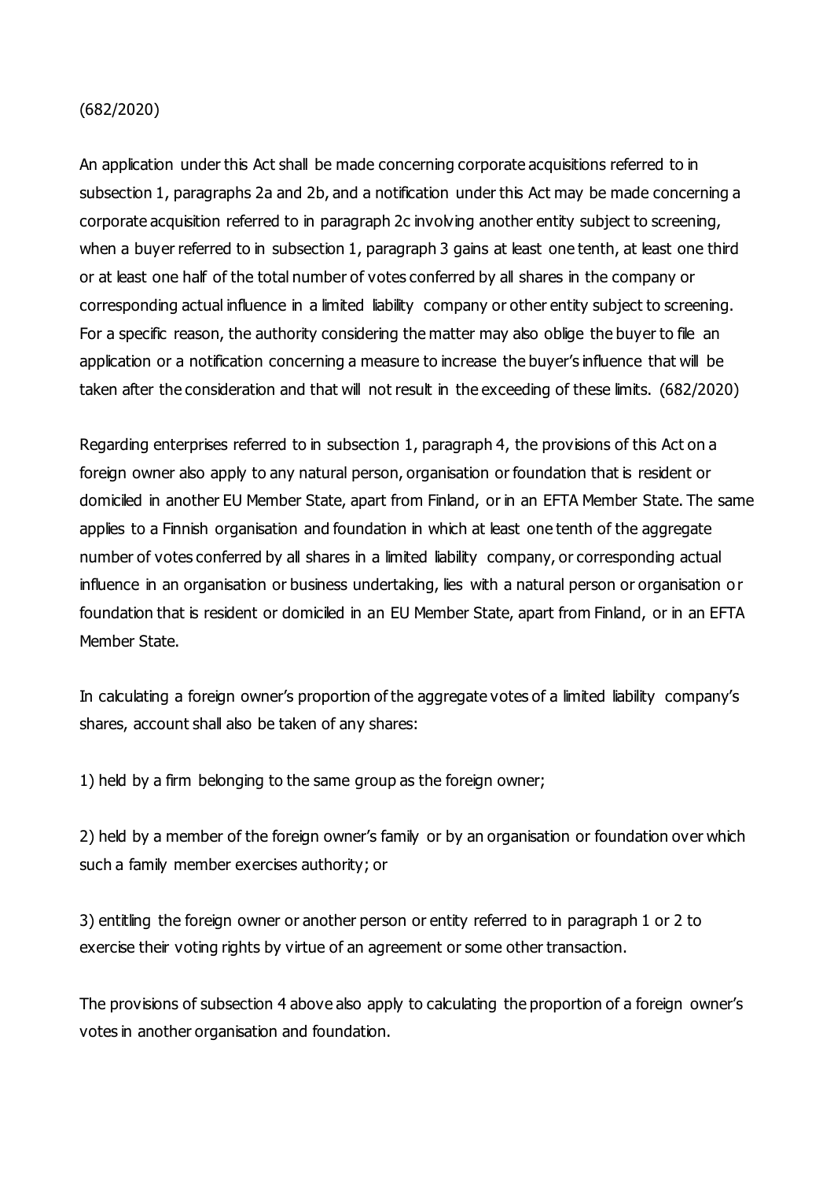(682/2020)

An application under this Act shall be made concerning corporate acquisitions referred to in subsection 1, paragraphs 2a and 2b, and a notification under this Act may be made concerning a corporate acquisition referred to in paragraph 2c involving another entity subject to screening, when a buyer referred to in subsection 1, paragraph 3 gains at least one tenth, at least one third or at least one half of the total number of votes conferred by all shares in the company or corresponding actual influence in a limited liability company or other entity subject to screening. For a specific reason, the authority considering the matter may also oblige the buyer to file an application or a notification concerning a measure to increase the buyer's influence that will be taken after the consideration and that will not result in the exceeding of these limits. (682/2020)

Regarding enterprises referred to in subsection 1, paragraph 4, the provisions of this Act on a foreign owner also apply to any natural person, organisation or foundation that is resident or domiciled in another EU Member State, apart from Finland, or in an EFTA Member State. The same applies to a Finnish organisation and foundation in which at least one tenth of the aggregate number of votes conferred by all shares in a limited liability company, or corresponding actual influence in an organisation or business undertaking, lies with a natural person or organisation or foundation that is resident or domiciled in an EU Member State, apart from Finland, or in an EFTA Member State.

In calculating a foreign owner's proportion of the aggregate votes of a limited liability company's shares, account shall also be taken of any shares:

1) held by a firm belonging to the same group as the foreign owner;

2) held by a member of the foreign owner's family or by an organisation or foundation over which such a family member exercises authority; or

3) entitling the foreign owner or another person or entity referred to in paragraph 1 or 2 to exercise their voting rights by virtue of an agreement or some other transaction.

The provisions of subsection 4 above also apply to calculating the proportion of a foreign owner's votes in another organisation and foundation.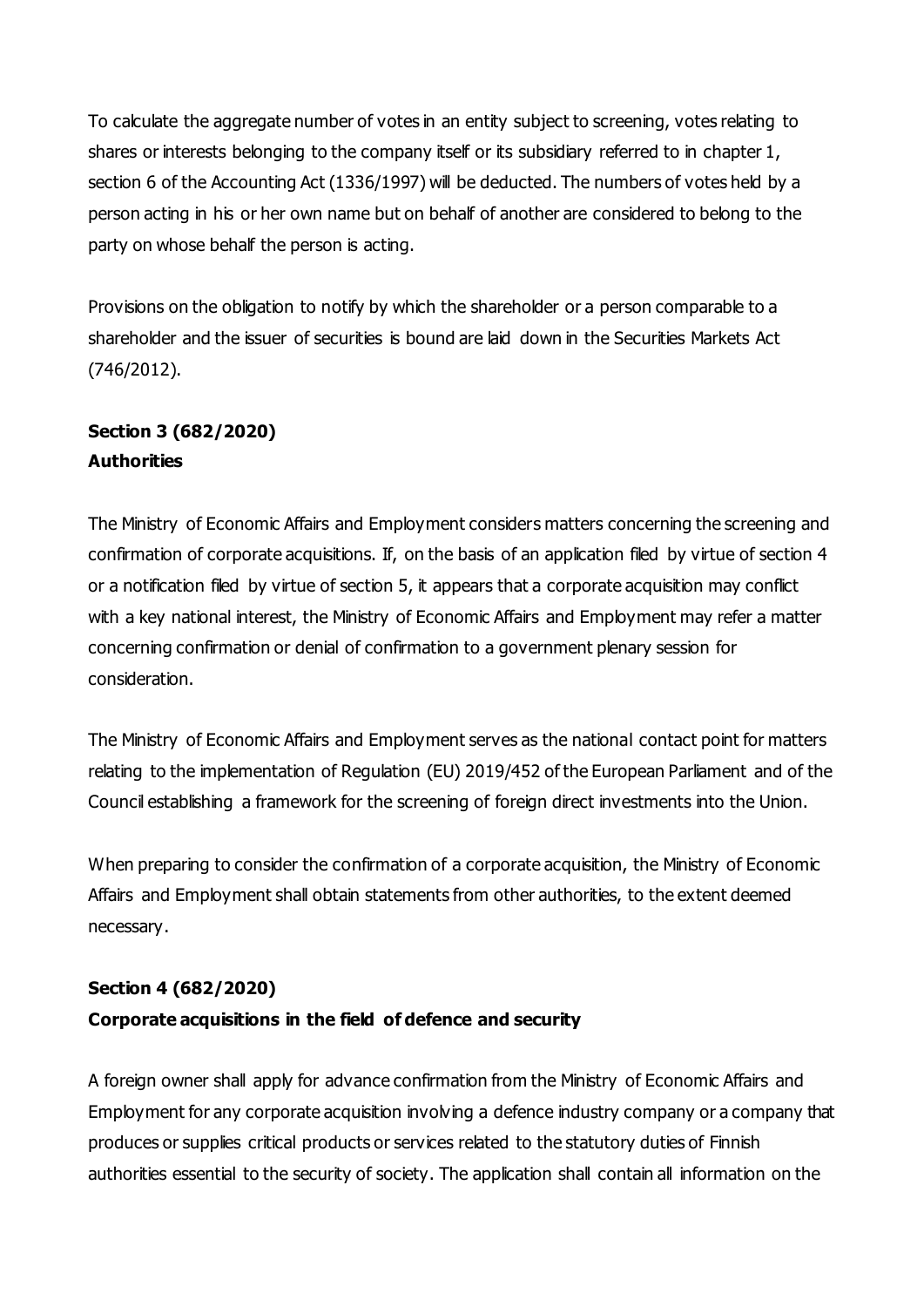To calculate the aggregate number of votes in an entity subject to screening, votes relating to shares or interests belonging to the company itself or its subsidiary referred to in chapter 1, section 6 of the Accounting Act (1336/1997) will be deducted. The numbers of votes held by a person acting in his or her own name but on behalf of another are considered to belong to the party on whose behalf the person is acting.

Provisions on the obligation to notify by which the shareholder or a person comparable to a shareholder and the issuer of securities is bound are laid down in the Securities Markets Act (746/2012).

**Section 3 (682/2020)**
**Authorities**

The Ministry of Economic Affairs and Employment considers matters concerning the screening and confirmation of corporate acquisitions. If, on the basis of an application filed by virtue of section 4 or a notification filed by virtue of section 5, it appears that a corporate acquisition may conflict with a key national interest, the Ministry of Economic Affairs and Employment may refer a matter concerning confirmation or denial of confirmation to a government plenary session for consideration.

The Ministry of Economic Affairs and Employment serves as the national contact point for matters relating to the implementation of Regulation (EU) 2019/452 of the European Parliament and of the Council establishing a framework for the screening of foreign direct investments into the Union.

When preparing to consider the confirmation of a corporate acquisition, the Ministry of Economic Affairs and Employment shall obtain statements from other authorities, to the extent deemed necessary.

**Section 4 (682/2020)**
**Corporate acquisitions in the field of defence and security**

A foreign owner shall apply for advance confirmation from the Ministry of Economic Affairs and Employment for any corporate acquisition involving a defence industry company or a company that produces or supplies critical products or services related to the statutory duties of Finnish authorities essential to the security of society. The application shall contain all information on the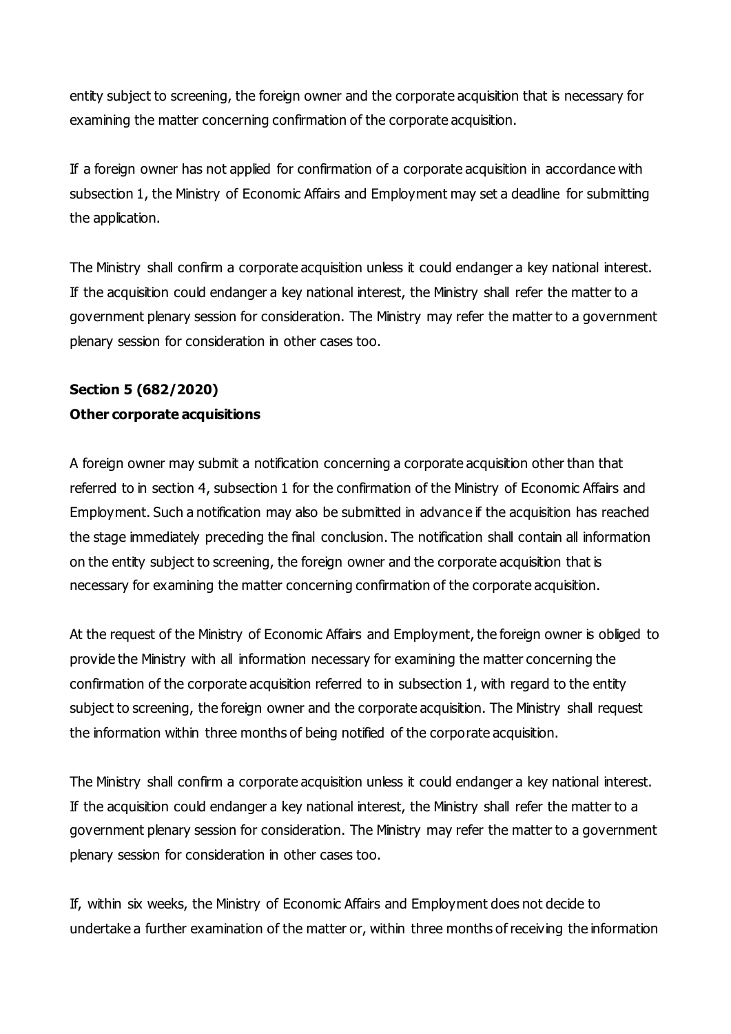entity subject to screening, the foreign owner and the corporate acquisition that is necessary for examining the matter concerning confirmation of the corporate acquisition.

If a foreign owner has not applied for confirmation of a corporate acquisition in accordance with subsection 1, the Ministry of Economic Affairs and Employment may set a deadline for submitting the application.

The Ministry shall confirm a corporate acquisition unless it could endanger a key national interest. If the acquisition could endanger a key national interest, the Ministry shall refer the matter to a government plenary session for consideration. The Ministry may refer the matter to a government plenary session for consideration in other cases too.

**Section 5 (682/2020)**
**Other corporate acquisitions**

A foreign owner may submit a notification concerning a corporate acquisition other than that referred to in section 4, subsection 1 for the confirmation of the Ministry of Economic Affairs and Employment. Such a notification may also be submitted in advance if the acquisition has reached the stage immediately preceding the final conclusion. The notification shall contain all information on the entity subject to screening, the foreign owner and the corporate acquisition that is necessary for examining the matter concerning confirmation of the corporate acquisition.

At the request of the Ministry of Economic Affairs and Employment, the foreign owner is obliged to provide the Ministry with all information necessary for examining the matter concerning the confirmation of the corporate acquisition referred to in subsection 1, with regard to the entity subject to screening, the foreign owner and the corporate acquisition. The Ministry shall request the information within three months of being notified of the corporate acquisition.

The Ministry shall confirm a corporate acquisition unless it could endanger a key national interest. If the acquisition could endanger a key national interest, the Ministry shall refer the matter to a government plenary session for consideration. The Ministry may refer the matter to a government plenary session for consideration in other cases too.

If, within six weeks, the Ministry of Economic Affairs and Employment does not decide to undertake a further examination of the matter or, within three months of receiving the information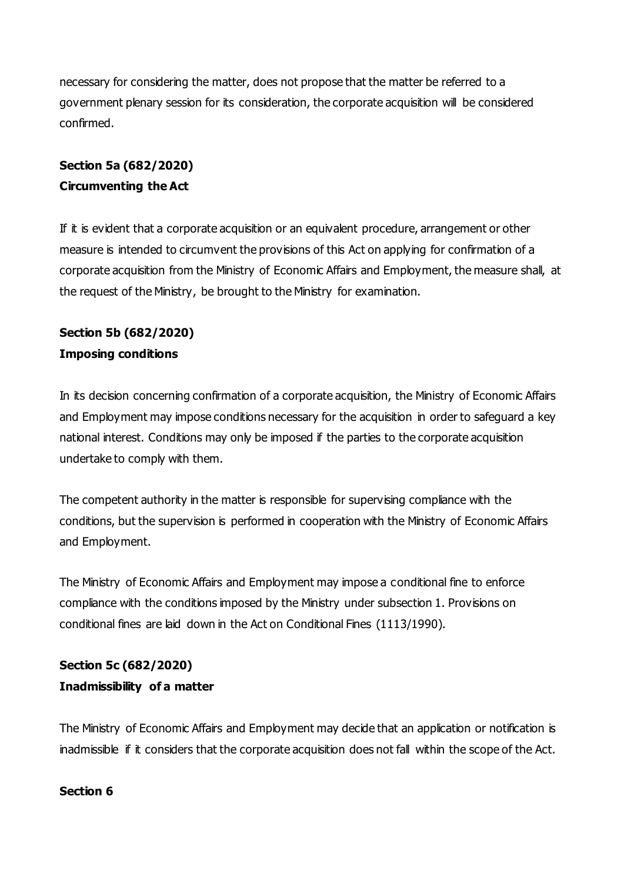necessary for considering the matter, does not propose that the matter be referred to a government plenary session for its consideration, the corporate acquisition will be considered confirmed.

**Section 5a (682/2020)**
**Circumventing the Act**

If it is evident that a corporate acquisition or an equivalent procedure, arrangement or other measure is intended to circumvent the provisions of this Act on applying for confirmation of a corporate acquisition from the Ministry of Economic Affairs and Employment, the measure shall, at the request of the Ministry, be brought to the Ministry for examination.

**Section 5b (682/2020)**
**Imposing conditions**

In its decision concerning confirmation of a corporate acquisition, the Ministry of Economic Affairs and Employment may impose conditions necessary for the acquisition in order to safeguard a key national interest. Conditions may only be imposed if the parties to the corporate acquisition undertake to comply with them.

The competent authority in the matter is responsible for supervising compliance with the conditions, but the supervision is performed in cooperation with the Ministry of Economic Affairs and Employment.

The Ministry of Economic Affairs and Employment may impose a conditional fine to enforce compliance with the conditions imposed by the Ministry under subsection 1. Provisions on conditional fines are laid down in the Act on Conditional Fines (1113/1990).

**Section 5c (682/2020)**
**Inadmissibility of a matter**

The Ministry of Economic Affairs and Employment may decide that an application or notification is inadmissible if it considers that the corporate acquisition does not fall within the scope of the Act.

**Section 6**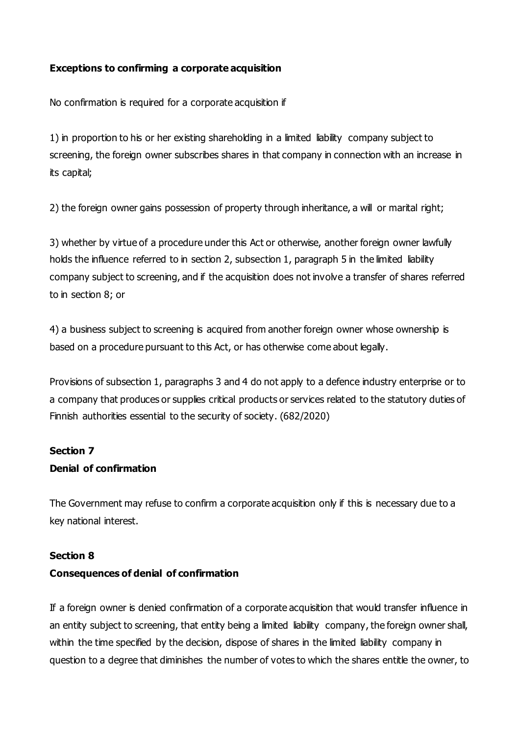**Exceptions to confirming a corporate acquisition**

No confirmation is required for a corporate acquisition if

1) in proportion to his or her existing shareholding in a limited liability company subject to screening, the foreign owner subscribes shares in that company in connection with an increase in its capital;

2) the foreign owner gains possession of property through inheritance, a will or marital right;

3) whether by virtue of a procedure under this Act or otherwise, another foreign owner lawfully holds the influence referred to in section 2, subsection 1, paragraph 5 in the limited liability company subject to screening, and if the acquisition does not involve a transfer of shares referred to in section 8; or

4) a business subject to screening is acquired from another foreign owner whose ownership is based on a procedure pursuant to this Act, or has otherwise come about legally.

Provisions of subsection 1, paragraphs 3 and 4 do not apply to a defence industry enterprise or to a company that produces or supplies critical products or services related to the statutory duties of Finnish authorities essential to the security of society. (682/2020)

**Section 7**
**Denial of confirmation**

The Government may refuse to confirm a corporate acquisition only if this is necessary due to a key national interest.

**Section 8**
**Consequences of denial of confirmation**

If a foreign owner is denied confirmation of a corporate acquisition that would transfer influence in an entity subject to screening, that entity being a limited liability company, the foreign owner shall, within the time specified by the decision, dispose of shares in the limited liability company in question to a degree that diminishes the number of votes to which the shares entitle the owner, to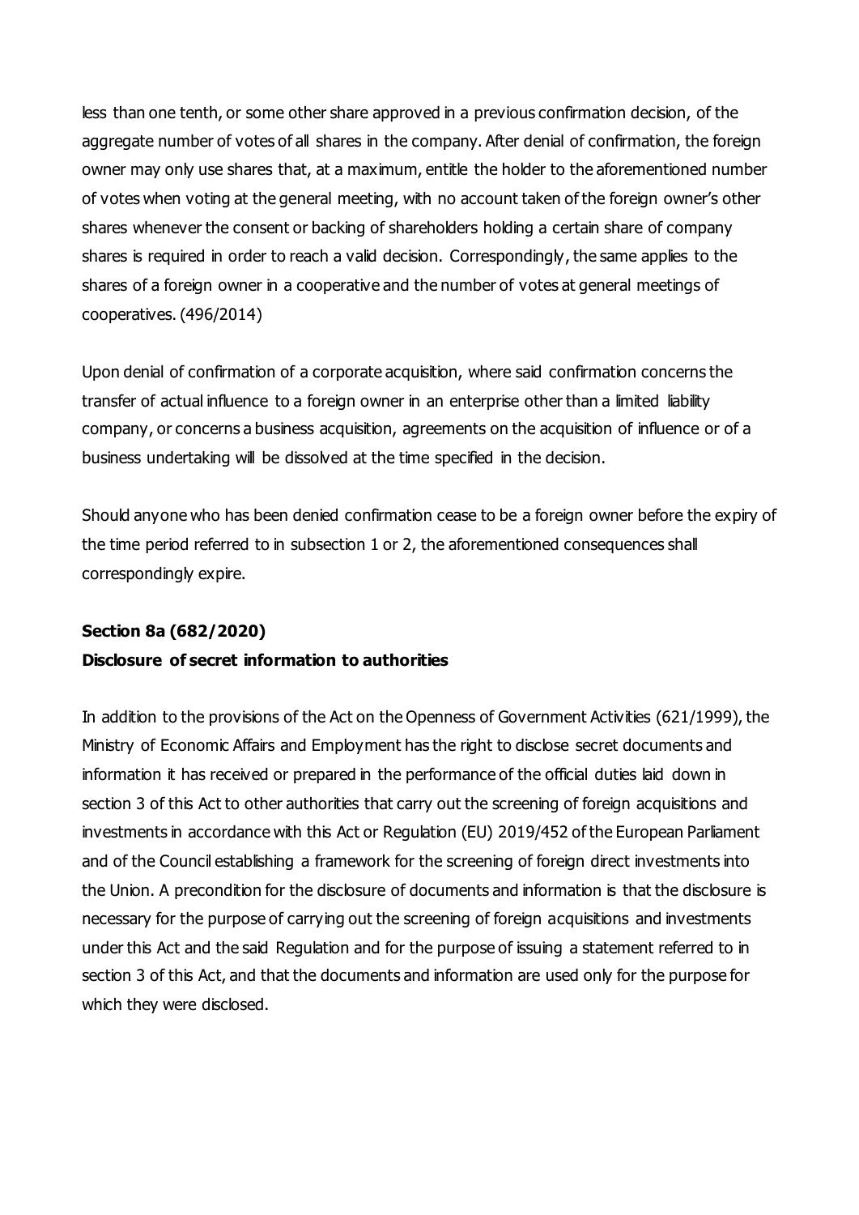less than one tenth, or some other share approved in a previous confirmation decision, of the aggregate number of votes of all shares in the company. After denial of confirmation, the foreign owner may only use shares that, at a maximum, entitle the holder to the aforementioned number of votes when voting at the general meeting, with no account taken of the foreign owner's other shares whenever the consent or backing of shareholders holding a certain share of company shares is required in order to reach a valid decision. Correspondingly, the same applies to the shares of a foreign owner in a cooperative and the number of votes at general meetings of cooperatives. (496/2014)

Upon denial of confirmation of a corporate acquisition, where said confirmation concerns the transfer of actual influence to a foreign owner in an enterprise other than a limited liability company, or concerns a business acquisition, agreements on the acquisition of influence or of a business undertaking will be dissolved at the time specified in the decision.

Should anyone who has been denied confirmation cease to be a foreign owner before the expiry of the time period referred to in subsection 1 or 2, the aforementioned consequences shall correspondingly expire.

**Section 8a (682/2020)**

**Disclosure of secret information to authorities**

In addition to the provisions of the Act on the Openness of Government Activities (621/1999), the Ministry of Economic Affairs and Employment has the right to disclose secret documents and information it has received or prepared in the performance of the official duties laid down in section 3 of this Act to other authorities that carry out the screening of foreign acquisitions and investments in accordance with this Act or Regulation (EU) 2019/452 of the European Parliament and of the Council establishing a framework for the screening of foreign direct investments into the Union. A precondition for the disclosure of documents and information is that the disclosure is necessary for the purpose of carrying out the screening of foreign acquisitions and investments under this Act and the said Regulation and for the purpose of issuing a statement referred to in section 3 of this Act, and that the documents and information are used only for the purpose for which they were disclosed.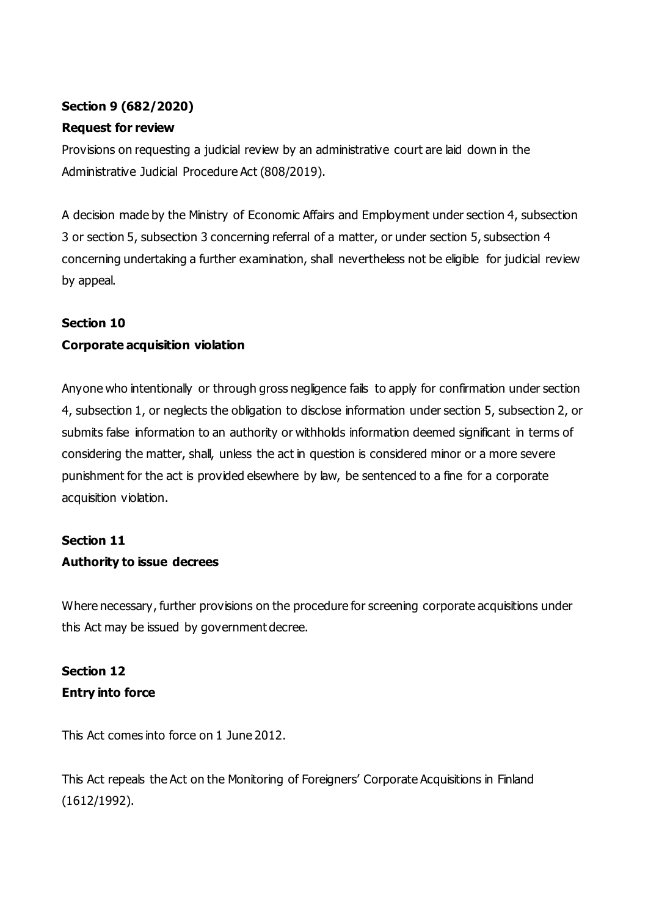**Section 9 (682/2020)**

**Request for review**

Provisions on requesting a judicial review by an administrative court are laid down in the Administrative Judicial Procedure Act (808/2019).

A decision made by the Ministry of Economic Affairs and Employment under section 4, subsection 3 or section 5, subsection 3 concerning referral of a matter, or under section 5, subsection 4 concerning undertaking a further examination, shall nevertheless not be eligible for judicial review by appeal.

**Section 10**

**Corporate acquisition violation**

Anyone who intentionally or through gross negligence fails to apply for confirmation under section 4, subsection 1, or neglects the obligation to disclose information under section 5, subsection 2, or submits false information to an authority or withholds information deemed significant in terms of considering the matter, shall, unless the act in question is considered minor or a more severe punishment for the act is provided elsewhere by law, be sentenced to a fine for a corporate acquisition violation.

**Section 11**

**Authority to issue decrees**

Where necessary, further provisions on the procedure for screening corporate acquisitions under this Act may be issued by government decree.

**Section 12**

**Entry into force**

This Act comes into force on 1 June 2012.

This Act repeals the Act on the Monitoring of Foreigners' Corporate Acquisitions in Finland (1612/1992).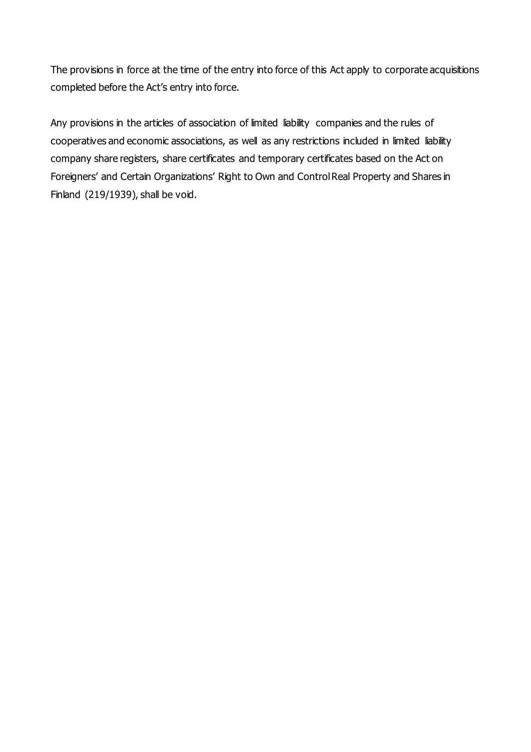The provisions in force at the time of the entry into force of this Act apply to corporate acquisitions completed before the Act's entry into force.

Any provisions in the articles of association of limited liability companies and the rules of cooperatives and economic associations, as well as any restrictions included in limited liability company share registers, share certificates and temporary certificates based on the Act on Foreigners' and Certain Organizations' Right to Own and Control Real Property and Shares in Finland (219/1939), shall be void.